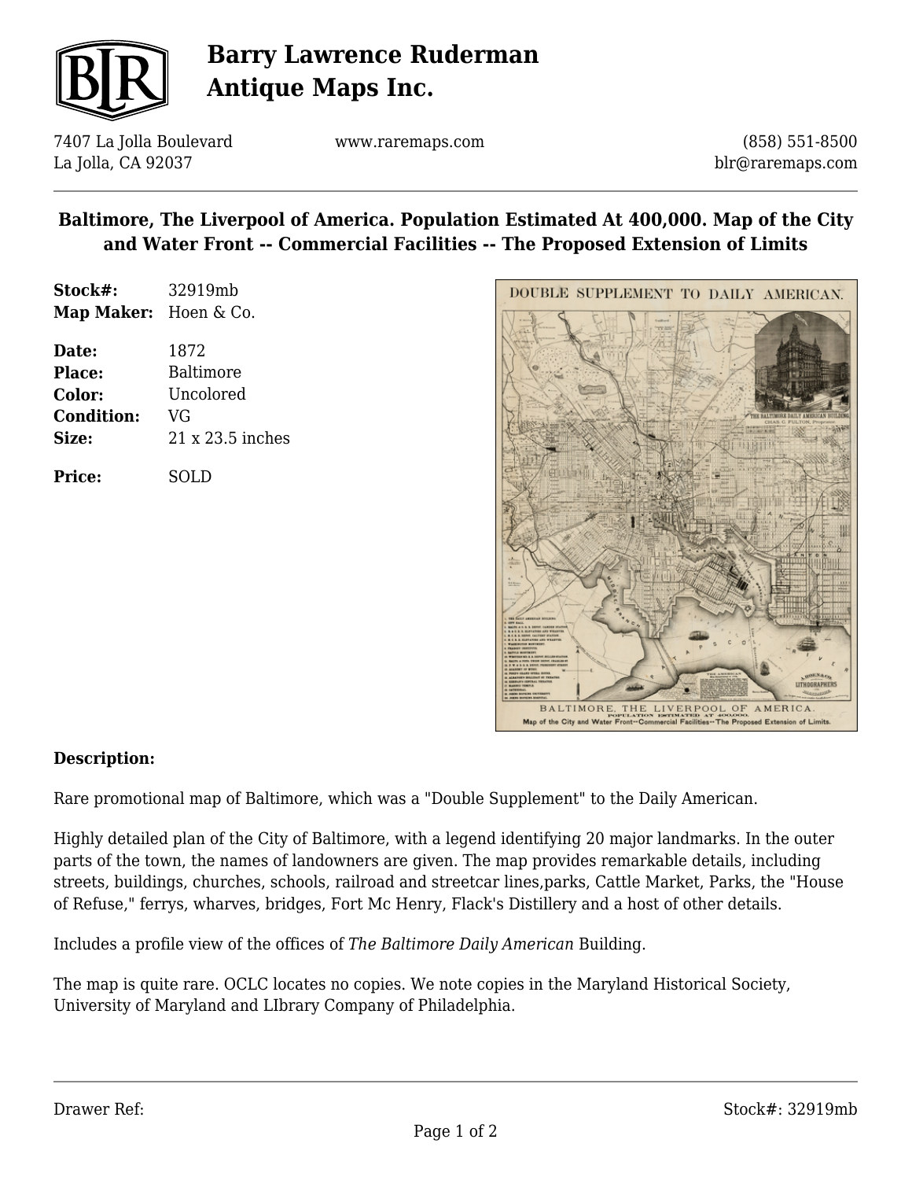# Barry Lawrence Ruderman Antique Maps Inc.

7407 La Jolla Boulevard
La Jolla, CA 92037

www.raremaps.com

(858) 551-8500
blr@raremaps.com

## Baltimore, The Liverpool of America. Population Estimated At 400,000. Map of the City and Water Front -- Commercial Facilities -- The Proposed Extension of Limits

**Stock#:** 32919mb
**Map Maker:** Hoen & Co.

**Date:** 1872
**Place:** Baltimore
**Color:** Uncolored
**Condition:** VG
**Size:** 21 x 23.5 inches

**Price:** SOLD

### Description:

Rare promotional map of Baltimore, which was a "Double Supplement" to the Daily American.

Highly detailed plan of the City of Baltimore, with a legend identifying 20 major landmarks. In the outer parts of the town, the names of landowners are given. The map provides remarkable details, including streets, buildings, churches, schools, railroad and streetcar lines,parks, Cattle Market, Parks, the "House of Refuse," ferrys, wharves, bridges, Fort Mc Henry, Flack's Distillery and a host of other details.

Includes a profile view of the offices of *The Baltimore Daily American* Building.

The map is quite rare. OCLC locates no copies. We note copies in the Maryland Historical Society, University of Maryland and LIbrary Company of Philadelphia.

Drawer Ref:

Stock#: 32919mb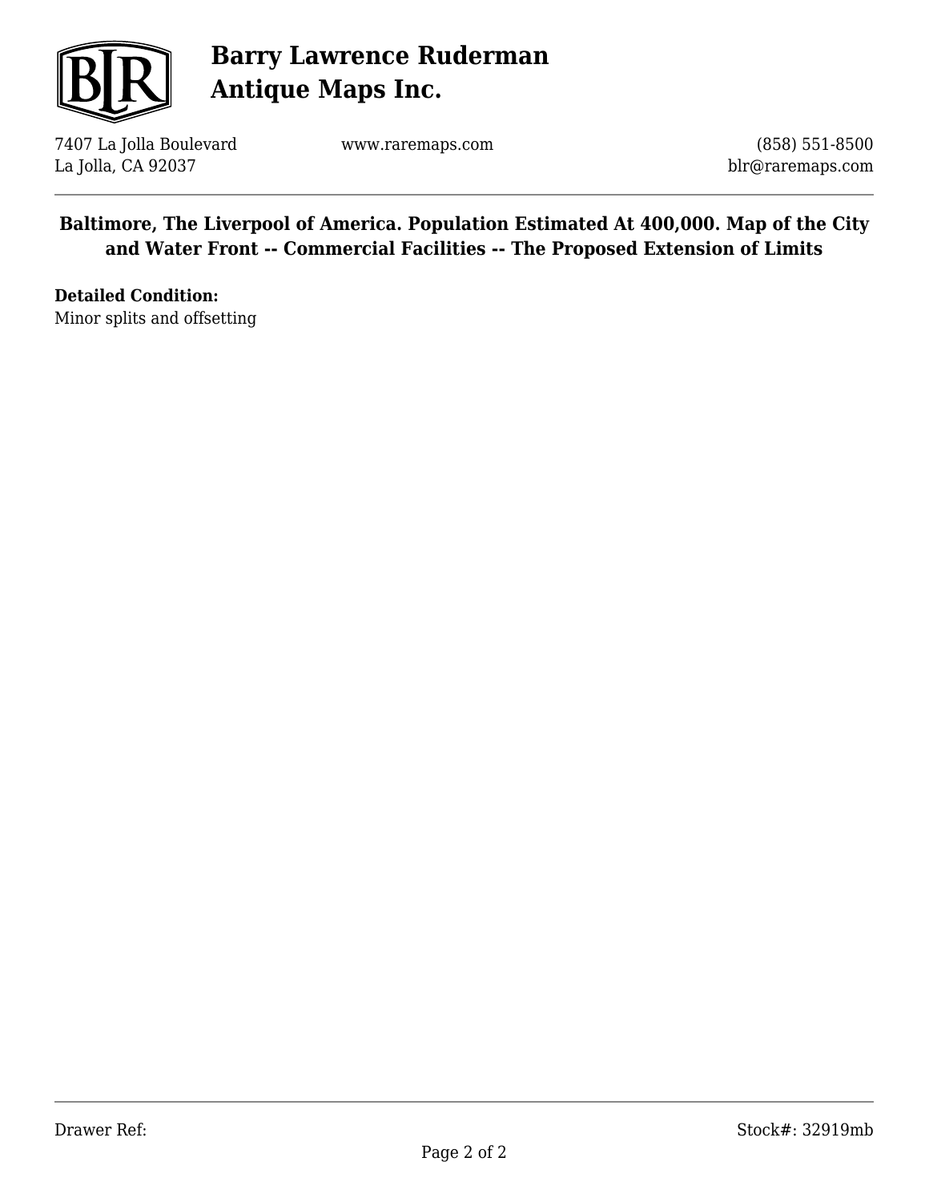**Baltimore, The Liverpool of America. Population Estimated At 400,000. Map of the City and Water Front -- Commercial Facilities -- The Proposed Extension of Limits**

**Detailed Condition:**
Minor splits and offsetting

Drawer Ref:

Stock#: 32919mb